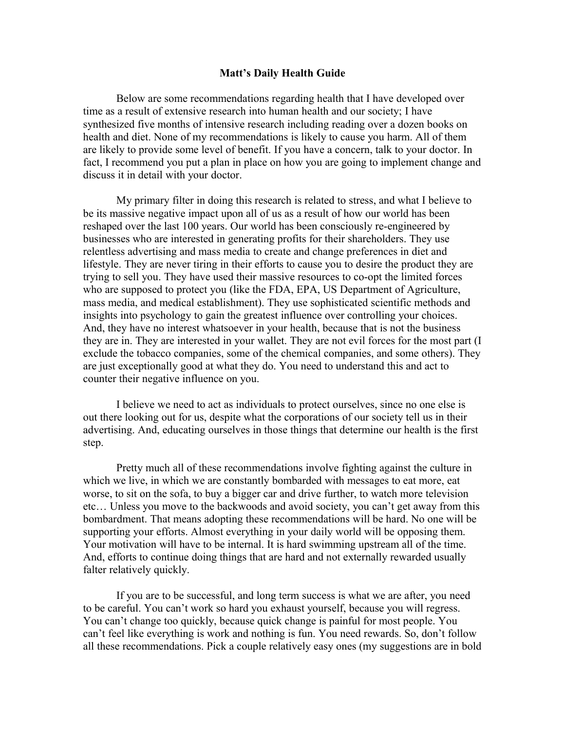# Matt's Daily Health Guide

Below are some recommendations regarding health that I have developed over time as a result of extensive research into human health and our society; I have synthesized five months of intensive research including reading over a dozen books on health and diet. None of my recommendations is likely to cause you harm. All of them are likely to provide some level of benefit. If you have a concern, talk to your doctor. In fact, I recommend you put a plan in place on how you are going to implement change and discuss it in detail with your doctor.

My primary filter in doing this research is related to stress, and what I believe to be its massive negative impact upon all of us as a result of how our world has been reshaped over the last 100 years. Our world has been consciously re-engineered by businesses who are interested in generating profits for their shareholders. They use relentless advertising and mass media to create and change preferences in diet and lifestyle. They are never tiring in their efforts to cause you to desire the product they are trying to sell you. They have used their massive resources to co-opt the limited forces who are supposed to protect you (like the FDA, EPA, US Department of Agriculture, mass media, and medical establishment). They use sophisticated scientific methods and insights into psychology to gain the greatest influence over controlling your choices. And, they have no interest whatsoever in your health, because that is not the business they are in. They are interested in your wallet. They are not evil forces for the most part (I exclude the tobacco companies, some of the chemical companies, and some others). They are just exceptionally good at what they do. You need to understand this and act to counter their negative influence on you.

I believe we need to act as individuals to protect ourselves, since no one else is out there looking out for us, despite what the corporations of our society tell us in their advertising. And, educating ourselves in those things that determine our health is the first step.

Pretty much all of these recommendations involve fighting against the culture in which we live, in which we are constantly bombarded with messages to eat more, eat worse, to sit on the sofa, to buy a bigger car and drive further, to watch more television etc… Unless you move to the backwoods and avoid society, you can't get away from this bombardment. That means adopting these recommendations will be hard. No one will be supporting your efforts. Almost everything in your daily world will be opposing them. Your motivation will have to be internal. It is hard swimming upstream all of the time. And, efforts to continue doing things that are hard and not externally rewarded usually falter relatively quickly.

If you are to be successful, and long term success is what we are after, you need to be careful. You can't work so hard you exhaust yourself, because you will regress. You can't change too quickly, because quick change is painful for most people. You can't feel like everything is work and nothing is fun. You need rewards. So, don't follow all these recommendations. Pick a couple relatively easy ones (my suggestions are in bold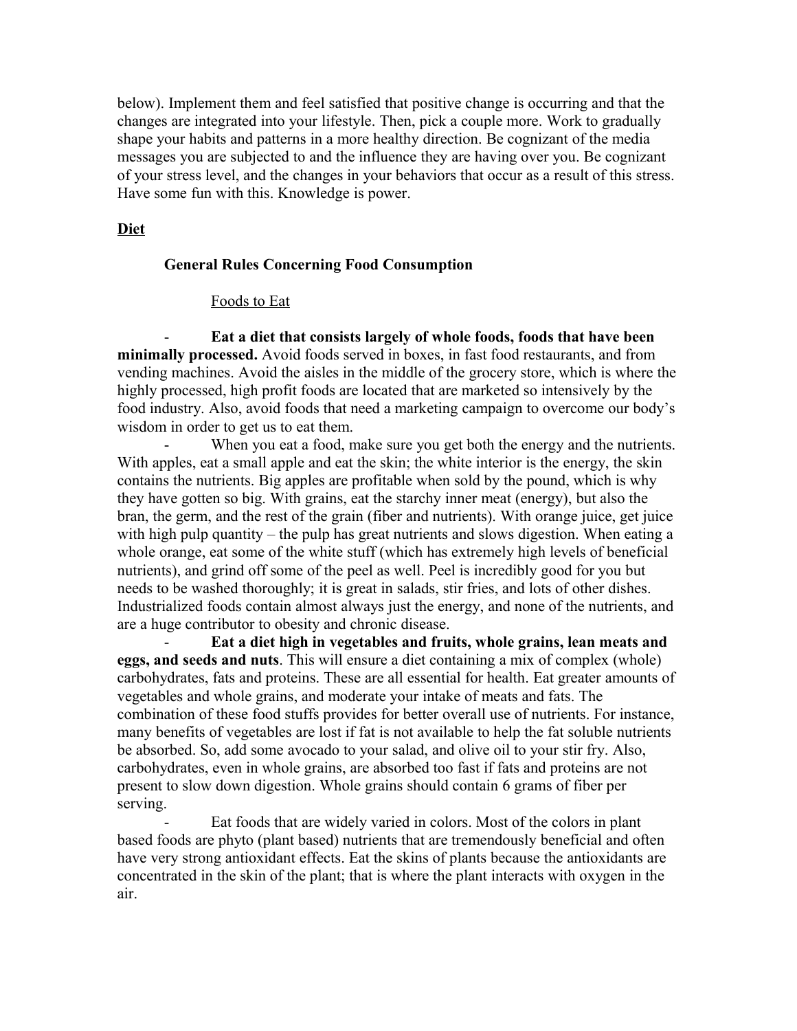below). Implement them and feel satisfied that positive change is occurring and that the changes are integrated into your lifestyle. Then, pick a couple more. Work to gradually shape your habits and patterns in a more healthy direction. Be cognizant of the media messages you are subjected to and the influence they are having over you. Be cognizant of your stress level, and the changes in your behaviors that occur as a result of this stress. Have some fun with this. Knowledge is power.

## **<u>Diet</u>**

### General Rules Concerning Food Consumption

#### <u>Foods to Eat</u>

- **Eat a diet that consists largely of whole foods, foods that have been minimally processed.** Avoid foods served in boxes, in fast food restaurants, and from vending machines. Avoid the aisles in the middle of the grocery store, which is where the highly processed, high profit foods are located that are marketed so intensively by the food industry. Also, avoid foods that need a marketing campaign to overcome our body's wisdom in order to get us to eat them.
- When you eat a food, make sure you get both the energy and the nutrients. With apples, eat a small apple and eat the skin; the white interior is the energy, the skin contains the nutrients. Big apples are profitable when sold by the pound, which is why they have gotten so big. With grains, eat the starchy inner meat (energy), but also the bran, the germ, and the rest of the grain (fiber and nutrients). With orange juice, get juice with high pulp quantity – the pulp has great nutrients and slows digestion. When eating a whole orange, eat some of the white stuff (which has extremely high levels of beneficial nutrients), and grind off some of the peel as well. Peel is incredibly good for you but needs to be washed thoroughly; it is great in salads, stir fries, and lots of other dishes. Industrialized foods contain almost always just the energy, and none of the nutrients, and are a huge contributor to obesity and chronic disease.
- **Eat a diet high in vegetables and fruits, whole grains, lean meats and eggs, and seeds and nuts**. This will ensure a diet containing a mix of complex (whole) carbohydrates, fats and proteins. These are all essential for health. Eat greater amounts of vegetables and whole grains, and moderate your intake of meats and fats. The combination of these food stuffs provides for better overall use of nutrients. For instance, many benefits of vegetables are lost if fat is not available to help the fat soluble nutrients be absorbed. So, add some avocado to your salad, and olive oil to your stir fry. Also, carbohydrates, even in whole grains, are absorbed too fast if fats and proteins are not present to slow down digestion. Whole grains should contain 6 grams of fiber per serving.
- Eat foods that are widely varied in colors. Most of the colors in plant based foods are phyto (plant based) nutrients that are tremendously beneficial and often have very strong antioxidant effects. Eat the skins of plants because the antioxidants are concentrated in the skin of the plant; that is where the plant interacts with oxygen in the air.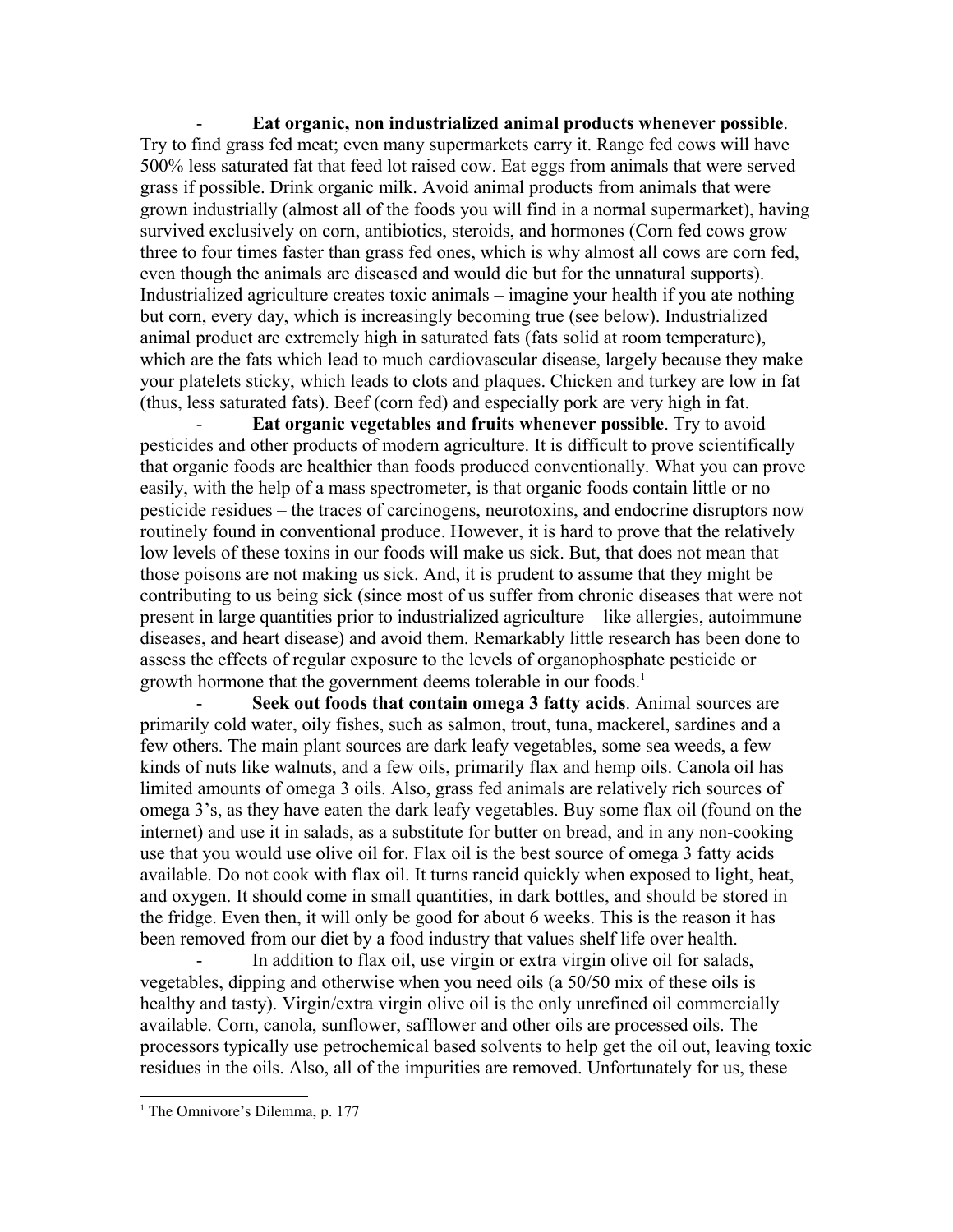- **Eat organic, non industrialized animal products whenever possible**. Try to find grass fed meat; even many supermarkets carry it. Range fed cows will have 500% less saturated fat that feed lot raised cow. Eat eggs from animals that were served grass if possible. Drink organic milk. Avoid animal products from animals that were grown industrially (almost all of the foods you will find in a normal supermarket), having survived exclusively on corn, antibiotics, steroids, and hormones (Corn fed cows grow three to four times faster than grass fed ones, which is why almost all cows are corn fed, even though the animals are diseased and would die but for the unnatural supports). Industrialized agriculture creates toxic animals – imagine your health if you ate nothing but corn, every day, which is increasingly becoming true (see below). Industrialized animal product are extremely high in saturated fats (fats solid at room temperature), which are the fats which lead to much cardiovascular disease, largely because they make your platelets sticky, which leads to clots and plaques. Chicken and turkey are low in fat (thus, less saturated fats). Beef (corn fed) and especially pork are very high in fat.

- **Eat organic vegetables and fruits whenever possible**. Try to avoid pesticides and other products of modern agriculture. It is difficult to prove scientifically that organic foods are healthier than foods produced conventionally. What you can prove easily, with the help of a mass spectrometer, is that organic foods contain little or no pesticide residues – the traces of carcinogens, neurotoxins, and endocrine disruptors now routinely found in conventional produce. However, it is hard to prove that the relatively low levels of these toxins in our foods will make us sick. But, that does not mean that those poisons are not making us sick. And, it is prudent to assume that they might be contributing to us being sick (since most of us suffer from chronic diseases that were not present in large quantities prior to industrialized agriculture – like allergies, autoimmune diseases, and heart disease) and avoid them. Remarkably little research has been done to assess the effects of regular exposure to the levels of organophosphate pesticide or growth hormone that the government deems tolerable in our foods.[1]

- **Seek out foods that contain omega 3 fatty acids**. Animal sources are primarily cold water, oily fishes, such as salmon, trout, tuna, mackerel, sardines and a few others. The main plant sources are dark leafy vegetables, some sea weeds, a few kinds of nuts like walnuts, and a few oils, primarily flax and hemp oils. Canola oil has limited amounts of omega 3 oils. Also, grass fed animals are relatively rich sources of omega 3's, as they have eaten the dark leafy vegetables. Buy some flax oil (found on the internet) and use it in salads, as a substitute for butter on bread, and in any non-cooking use that you would use olive oil for. Flax oil is the best source of omega 3 fatty acids available. Do not cook with flax oil. It turns rancid quickly when exposed to light, heat, and oxygen. It should come in small quantities, in dark bottles, and should be stored in the fridge. Even then, it will only be good for about 6 weeks. This is the reason it has been removed from our diet by a food industry that values shelf life over health.

- In addition to flax oil, use virgin or extra virgin olive oil for salads, vegetables, dipping and otherwise when you need oils (a 50/50 mix of these oils is healthy and tasty). Virgin/extra virgin olive oil is the only unrefined oil commercially available. Corn, canola, sunflower, safflower and other oils are processed oils. The processors typically use petrochemical based solvents to help get the oil out, leaving toxic residues in the oils. Also, all of the impurities are removed. Unfortunately for us, these

---

[1] The Omnivore's Dilemma, p. 177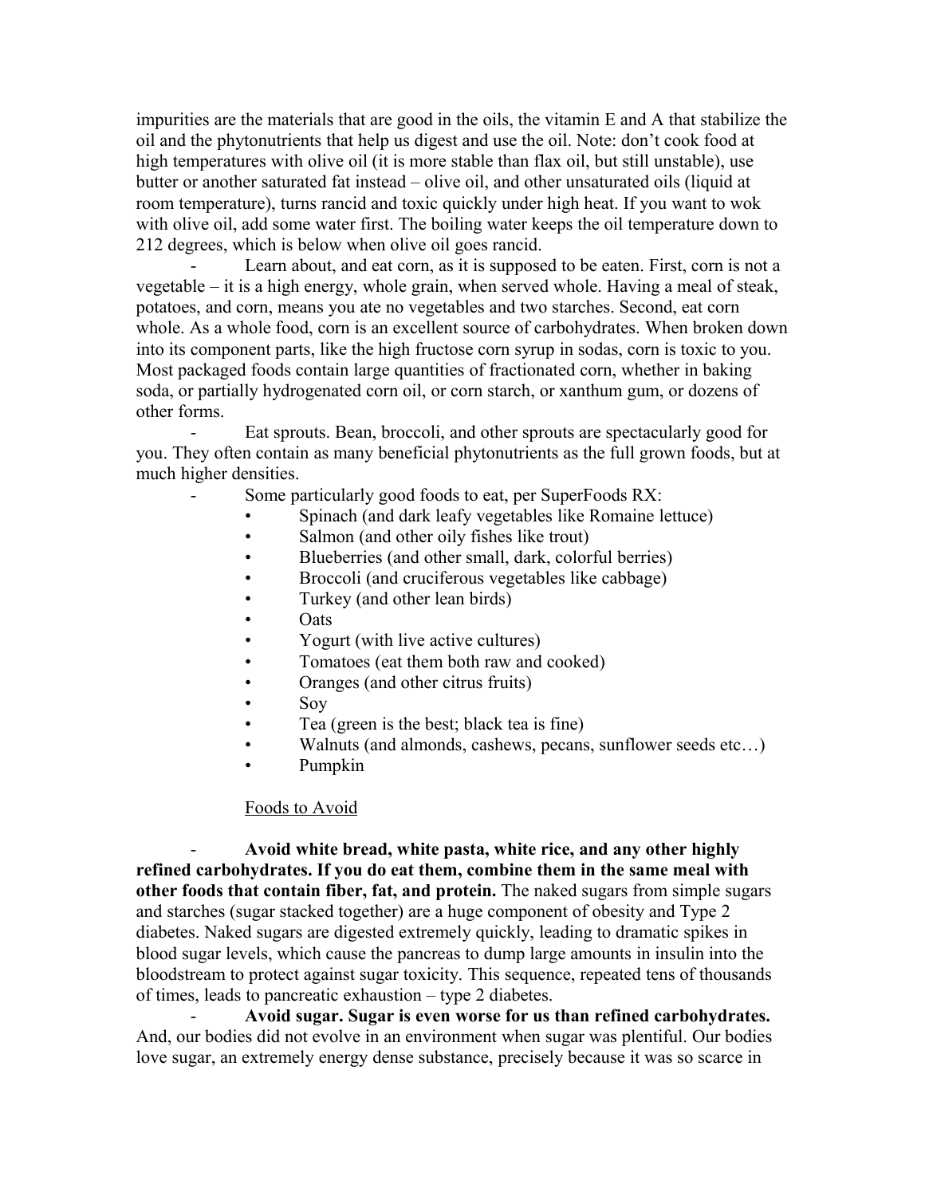impurities are the materials that are good in the oils, the vitamin E and A that stabilize the oil and the phytonutrients that help us digest and use the oil. Note: don't cook food at high temperatures with olive oil (it is more stable than flax oil, but still unstable), use butter or another saturated fat instead – olive oil, and other unsaturated oils (liquid at room temperature), turns rancid and toxic quickly under high heat. If you want to wok with olive oil, add some water first. The boiling water keeps the oil temperature down to 212 degrees, which is below when olive oil goes rancid.

- Learn about, and eat corn, as it is supposed to be eaten. First, corn is not a vegetable – it is a high energy, whole grain, when served whole. Having a meal of steak, potatoes, and corn, means you ate no vegetables and two starches. Second, eat corn whole. As a whole food, corn is an excellent source of carbohydrates. When broken down into its component parts, like the high fructose corn syrup in sodas, corn is toxic to you. Most packaged foods contain large quantities of fractionated corn, whether in baking soda, or partially hydrogenated corn oil, or corn starch, or xanthum gum, or dozens of other forms.
- Eat sprouts. Bean, broccoli, and other sprouts are spectacularly good for you. They often contain as many beneficial phytonutrients as the full grown foods, but at much higher densities.
- Some particularly good foods to eat, per SuperFoods RX:
    - Spinach (and dark leafy vegetables like Romaine lettuce)
    - Salmon (and other oily fishes like trout)
    - Blueberries (and other small, dark, colorful berries)
    - Broccoli (and cruciferous vegetables like cabbage)
    - Turkey (and other lean birds)
    - Oats
    - Yogurt (with live active cultures)
    - Tomatoes (eat them both raw and cooked)
    - Oranges (and other citrus fruits)
    - Soy
    - Tea (green is the best; black tea is fine)
    - Walnuts (and almonds, cashews, pecans, sunflower seeds etc…)
    - Pumpkin

Foods to Avoid

- **Avoid white bread, white pasta, white rice, and any other highly refined carbohydrates. If you do eat them, combine them in the same meal with other foods that contain fiber, fat, and protein.** The naked sugars from simple sugars and starches (sugar stacked together) are a huge component of obesity and Type 2 diabetes. Naked sugars are digested extremely quickly, leading to dramatic spikes in blood sugar levels, which cause the pancreas to dump large amounts in insulin into the bloodstream to protect against sugar toxicity. This sequence, repeated tens of thousands of times, leads to pancreatic exhaustion – type 2 diabetes.
- **Avoid sugar. Sugar is even worse for us than refined carbohydrates.** And, our bodies did not evolve in an environment when sugar was plentiful. Our bodies love sugar, an extremely energy dense substance, precisely because it was so scarce in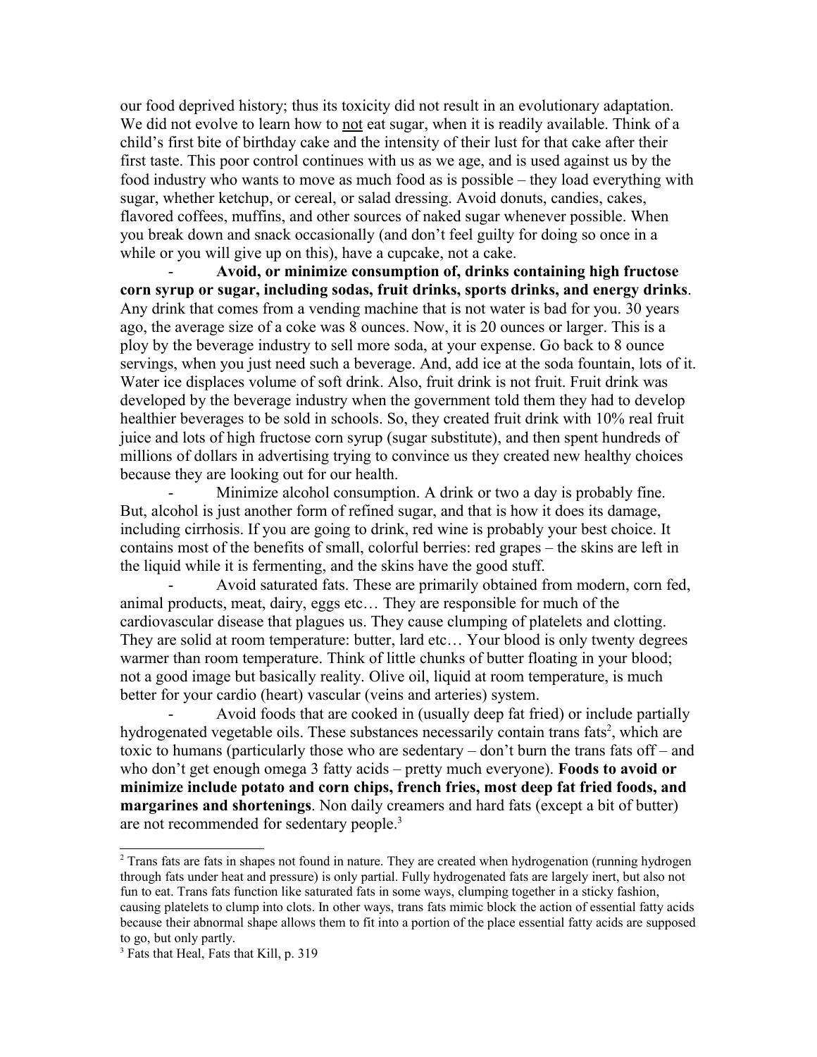our food deprived history; thus its toxicity did not result in an evolutionary adaptation. We did not evolve to learn how to not eat sugar, when it is readily available. Think of a child's first bite of birthday cake and the intensity of their lust for that cake after their first taste. This poor control continues with us as we age, and is used against us by the food industry who wants to move as much food as is possible – they load everything with sugar, whether ketchup, or cereal, or salad dressing. Avoid donuts, candies, cakes, flavored coffees, muffins, and other sources of naked sugar whenever possible. When you break down and snack occasionally (and don't feel guilty for doing so once in a while or you will give up on this), have a cupcake, not a cake.

- **Avoid, or minimize consumption of, drinks containing high fructose corn syrup or sugar, including sodas, fruit drinks, sports drinks, and energy drinks**. Any drink that comes from a vending machine that is not water is bad for you. 30 years ago, the average size of a coke was 8 ounces. Now, it is 20 ounces or larger. This is a ploy by the beverage industry to sell more soda, at your expense. Go back to 8 ounce servings, when you just need such a beverage. And, add ice at the soda fountain, lots of it. Water ice displaces volume of soft drink. Also, fruit drink is not fruit. Fruit drink was developed by the beverage industry when the government told them they had to develop healthier beverages to be sold in schools. So, they created fruit drink with 10% real fruit juice and lots of high fructose corn syrup (sugar substitute), and then spent hundreds of millions of dollars in advertising trying to convince us they created new healthy choices because they are looking out for our health.

- Minimize alcohol consumption. A drink or two a day is probably fine. But, alcohol is just another form of refined sugar, and that is how it does its damage, including cirrhosis. If you are going to drink, red wine is probably your best choice. It contains most of the benefits of small, colorful berries: red grapes – the skins are left in the liquid while it is fermenting, and the skins have the good stuff.

- Avoid saturated fats. These are primarily obtained from modern, corn fed, animal products, meat, dairy, eggs etc… They are responsible for much of the cardiovascular disease that plagues us. They cause clumping of platelets and clotting. They are solid at room temperature: butter, lard etc… Your blood is only twenty degrees warmer than room temperature. Think of little chunks of butter floating in your blood; not a good image but basically reality. Olive oil, liquid at room temperature, is much better for your cardio (heart) vascular (veins and arteries) system.

- Avoid foods that are cooked in (usually deep fat fried) or include partially hydrogenated vegetable oils. These substances necessarily contain trans fats[2], which are toxic to humans (particularly those who are sedentary – don't burn the trans fats off – and who don't get enough omega 3 fatty acids – pretty much everyone). **Foods to avoid or minimize include potato and corn chips, french fries, most deep fat fried foods, and margarines and shortenings**. Non daily creamers and hard fats (except a bit of butter) are not recommended for sedentary people.[3]

---

[2] Trans fats are fats in shapes not found in nature. They are created when hydrogenation (running hydrogen through fats under heat and pressure) is only partial. Fully hydrogenated fats are largely inert, but also not fun to eat. Trans fats function like saturated fats in some ways, clumping together in a sticky fashion, causing platelets to clump into clots. In other ways, trans fats mimic block the action of essential fatty acids because their abnormal shape allows them to fit into a portion of the place essential fatty acids are supposed to go, but only partly.

[3] Fats that Heal, Fats that Kill, p. 319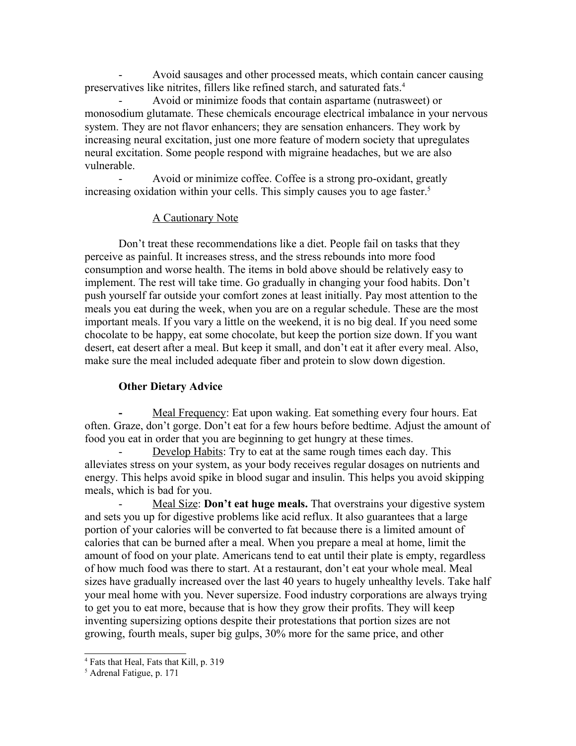- Avoid sausages and other processed meats, which contain cancer causing preservatives like nitrites, fillers like refined starch, and saturated fats.[4]

- Avoid or minimize foods that contain aspartame (nutrasweet) or monosodium glutamate. These chemicals encourage electrical imbalance in your nervous system. They are not flavor enhancers; they are sensation enhancers. They work by increasing neural excitation, just one more feature of modern society that upregulates neural excitation. Some people respond with migraine headaches, but we are also vulnerable.

- Avoid or minimize coffee. Coffee is a strong pro-oxidant, greatly increasing oxidation within your cells. This simply causes you to age faster.[5]

## A Cautionary Note

Don't treat these recommendations like a diet. People fail on tasks that they perceive as painful. It increases stress, and the stress rebounds into more food consumption and worse health. The items in bold above should be relatively easy to implement. The rest will take time. Go gradually in changing your food habits. Don't push yourself far outside your comfort zones at least initially. Pay most attention to the meals you eat during the week, when you are on a regular schedule. These are the most important meals. If you vary a little on the weekend, it is no big deal. If you need some chocolate to be happy, eat some chocolate, but keep the portion size down. If you want desert, eat desert after a meal. But keep it small, and don't eat it after every meal. Also, make sure the meal included adequate fiber and protein to slow down digestion.

## **Other Dietary Advice**

- Meal Frequency: Eat upon waking. Eat something every four hours. Eat often. Graze, don't gorge. Don't eat for a few hours before bedtime. Adjust the amount of food you eat in order that you are beginning to get hungry at these times.

- Develop Habits: Try to eat at the same rough times each day. This alleviates stress on your system, as your body receives regular dosages on nutrients and energy. This helps avoid spike in blood sugar and insulin. This helps you avoid skipping meals, which is bad for you.

- Meal Size: **Don't eat huge meals.** That overstrains your digestive system and sets you up for digestive problems like acid reflux. It also guarantees that a large portion of your calories will be converted to fat because there is a limited amount of calories that can be burned after a meal. When you prepare a meal at home, limit the amount of food on your plate. Americans tend to eat until their plate is empty, regardless of how much food was there to start. At a restaurant, don't eat your whole meal. Meal sizes have gradually increased over the last 40 years to hugely unhealthy levels. Take half your meal home with you. Never supersize. Food industry corporations are always trying to get you to eat more, because that is how they grow their profits. They will keep inventing supersizing options despite their protestations that portion sizes are not growing, fourth meals, super big gulps, 30% more for the same price, and other

---

[4] Fats that Heal, Fats that Kill, p. 319

[5] Adrenal Fatigue, p. 171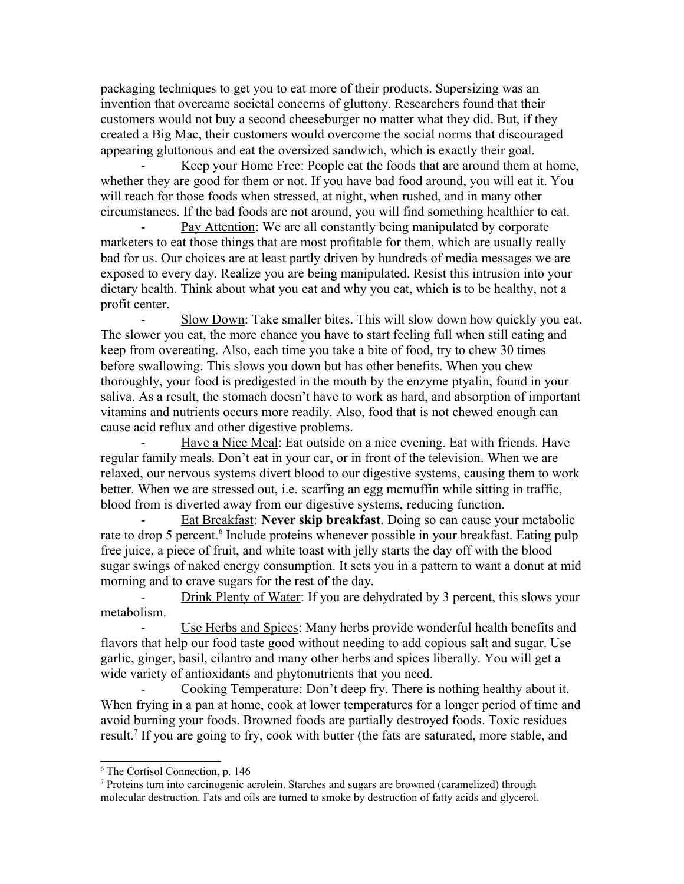packaging techniques to get you to eat more of their products. Supersizing was an invention that overcame societal concerns of gluttony. Researchers found that their customers would not buy a second cheeseburger no matter what they did. But, if they created a Big Mac, their customers would overcome the social norms that discouraged appearing gluttonous and eat the oversized sandwich, which is exactly their goal.

- Keep your Home Free: People eat the foods that are around them at home, whether they are good for them or not. If you have bad food around, you will eat it. You will reach for those foods when stressed, at night, when rushed, and in many other circumstances. If the bad foods are not around, you will find something healthier to eat.
- Pay Attention: We are all constantly being manipulated by corporate marketers to eat those things that are most profitable for them, which are usually really bad for us. Our choices are at least partly driven by hundreds of media messages we are exposed to every day. Realize you are being manipulated. Resist this intrusion into your dietary health. Think about what you eat and why you eat, which is to be healthy, not a profit center.
- Slow Down: Take smaller bites. This will slow down how quickly you eat. The slower you eat, the more chance you have to start feeling full when still eating and keep from overeating. Also, each time you take a bite of food, try to chew 30 times before swallowing. This slows you down but has other benefits. When you chew thoroughly, your food is predigested in the mouth by the enzyme ptyalin, found in your saliva. As a result, the stomach doesn't have to work as hard, and absorption of important vitamins and nutrients occurs more readily. Also, food that is not chewed enough can cause acid reflux and other digestive problems.
- Have a Nice Meal: Eat outside on a nice evening. Eat with friends. Have regular family meals. Don't eat in your car, or in front of the television. When we are relaxed, our nervous systems divert blood to our digestive systems, causing them to work better. When we are stressed out, i.e. scarfing an egg mcmuffin while sitting in traffic, blood from is diverted away from our digestive systems, reducing function.
- Eat Breakfast: **Never skip breakfast**. Doing so can cause your metabolic rate to drop 5 percent.[6] Include proteins whenever possible in your breakfast. Eating pulp free juice, a piece of fruit, and white toast with jelly starts the day off with the blood sugar swings of naked energy consumption. It sets you in a pattern to want a donut at mid morning and to crave sugars for the rest of the day.
- Drink Plenty of Water: If you are dehydrated by 3 percent, this slows your metabolism.
- Use Herbs and Spices: Many herbs provide wonderful health benefits and flavors that help our food taste good without needing to add copious salt and sugar. Use garlic, ginger, basil, cilantro and many other herbs and spices liberally. You will get a wide variety of antioxidants and phytonutrients that you need.
- Cooking Temperature: Don't deep fry. There is nothing healthy about it. When frying in a pan at home, cook at lower temperatures for a longer period of time and avoid burning your foods. Browned foods are partially destroyed foods. Toxic residues result.[7] If you are going to fry, cook with butter (the fats are saturated, more stable, and

---

[6] The Cortisol Connection, p. 146

[7] Proteins turn into carcinogenic acrolein. Starches and sugars are browned (caramelized) through molecular destruction. Fats and oils are turned to smoke by destruction of fatty acids and glycerol.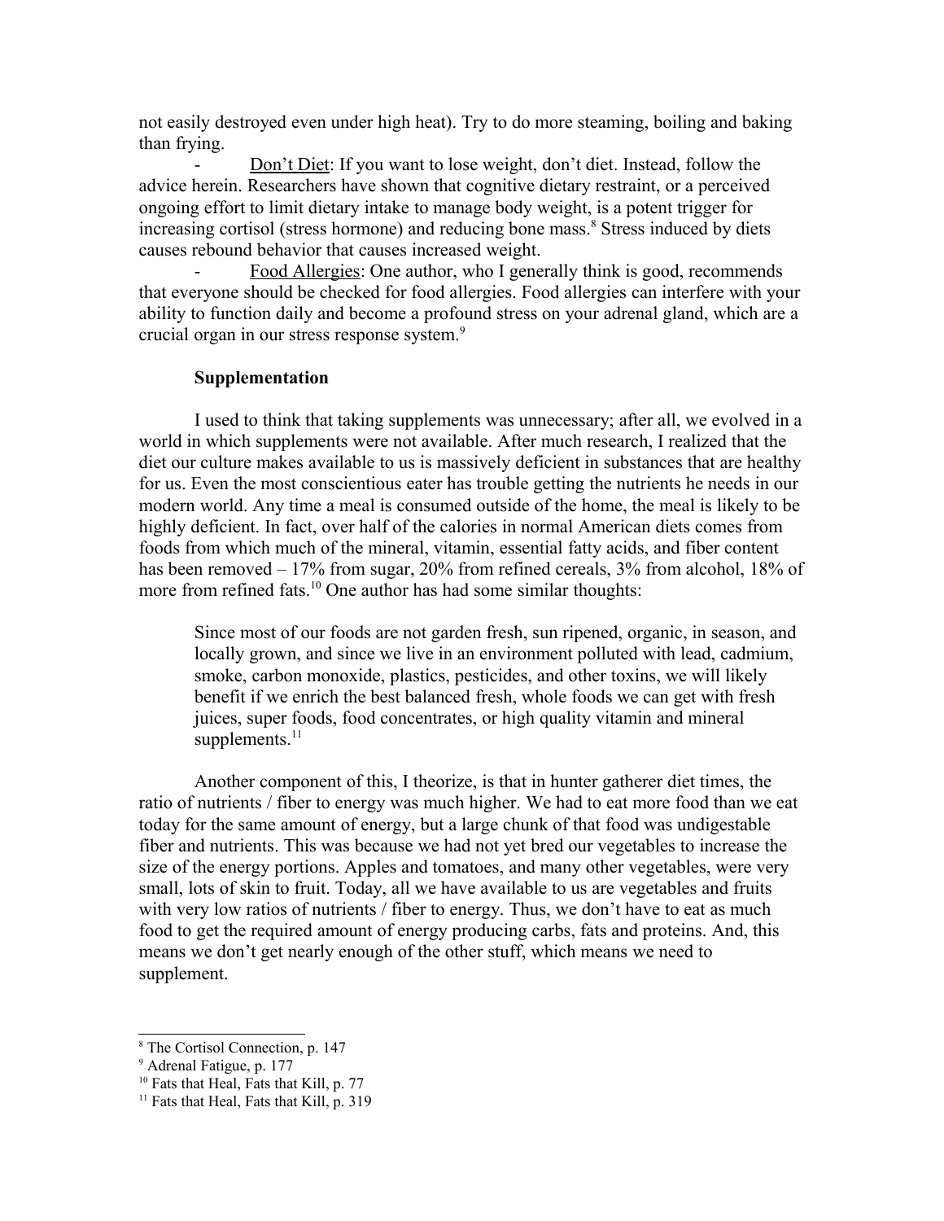not easily destroyed even under high heat). Try to do more steaming, boiling and baking than frying.

- Don't Diet: If you want to lose weight, don't diet. Instead, follow the advice herein. Researchers have shown that cognitive dietary restraint, or a perceived ongoing effort to limit dietary intake to manage body weight, is a potent trigger for increasing cortisol (stress hormone) and reducing bone mass.[8] Stress induced by diets causes rebound behavior that causes increased weight.
- Food Allergies: One author, who I generally think is good, recommends that everyone should be checked for food allergies. Food allergies can interfere with your ability to function daily and become a profound stress on your adrenal gland, which are a crucial organ in our stress response system.[9]

**Supplementation**

I used to think that taking supplements was unnecessary; after all, we evolved in a world in which supplements were not available. After much research, I realized that the diet our culture makes available to us is massively deficient in substances that are healthy for us. Even the most conscientious eater has trouble getting the nutrients he needs in our modern world. Any time a meal is consumed outside of the home, the meal is likely to be highly deficient. In fact, over half of the calories in normal American diets comes from foods from which much of the mineral, vitamin, essential fatty acids, and fiber content has been removed – 17% from sugar, 20% from refined cereals, 3% from alcohol, 18% of more from refined fats.[10] One author has had some similar thoughts:

> Since most of our foods are not garden fresh, sun ripened, organic, in season, and locally grown, and since we live in an environment polluted with lead, cadmium, smoke, carbon monoxide, plastics, pesticides, and other toxins, we will likely benefit if we enrich the best balanced fresh, whole foods we can get with fresh juices, super foods, food concentrates, or high quality vitamin and mineral supplements.[11]

Another component of this, I theorize, is that in hunter gatherer diet times, the ratio of nutrients / fiber to energy was much higher. We had to eat more food than we eat today for the same amount of energy, but a large chunk of that food was undigestable fiber and nutrients. This was because we had not yet bred our vegetables to increase the size of the energy portions. Apples and tomatoes, and many other vegetables, were very small, lots of skin to fruit. Today, all we have available to us are vegetables and fruits with very low ratios of nutrients / fiber to energy. Thus, we don't have to eat as much food to get the required amount of energy producing carbs, fats and proteins. And, this means we don't get nearly enough of the other stuff, which means we need to supplement.

---

[8] The Cortisol Connection, p. 147

[9] Adrenal Fatigue, p. 177

[10] Fats that Heal, Fats that Kill, p. 77

[11] Fats that Heal, Fats that Kill, p. 319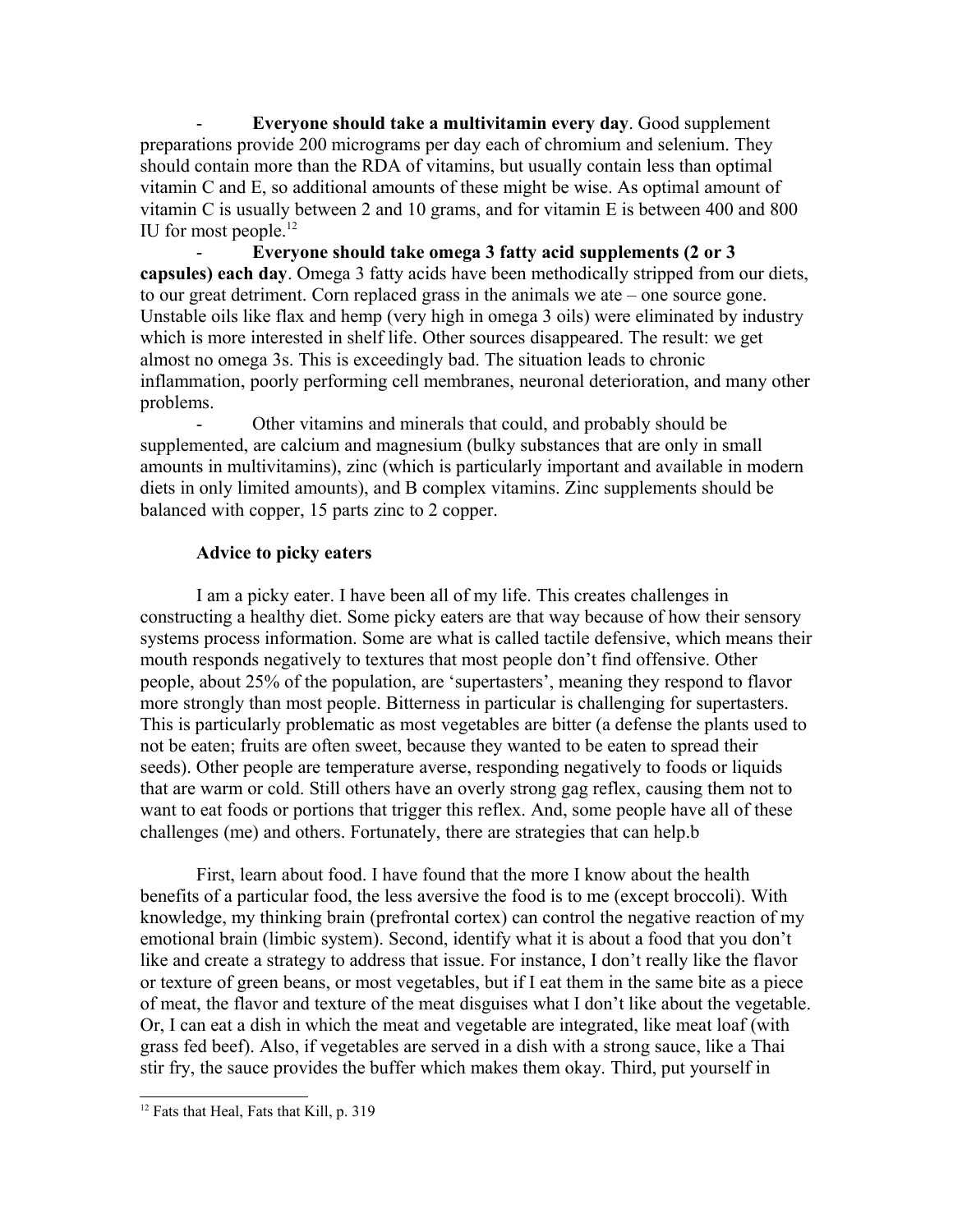- **Everyone should take a multivitamin every day**. Good supplement preparations provide 200 micrograms per day each of chromium and selenium. They should contain more than the RDA of vitamins, but usually contain less than optimal vitamin C and E, so additional amounts of these might be wise. As optimal amount of vitamin C is usually between 2 and 10 grams, and for vitamin E is between 400 and 800 IU for most people.[12]
- **Everyone should take omega 3 fatty acid supplements (2 or 3 capsules) each day**. Omega 3 fatty acids have been methodically stripped from our diets, to our great detriment. Corn replaced grass in the animals we ate – one source gone. Unstable oils like flax and hemp (very high in omega 3 oils) were eliminated by industry which is more interested in shelf life. Other sources disappeared. The result: we get almost no omega 3s. This is exceedingly bad. The situation leads to chronic inflammation, poorly performing cell membranes, neuronal deterioration, and many other problems.
- Other vitamins and minerals that could, and probably should be supplemented, are calcium and magnesium (bulky substances that are only in small amounts in multivitamins), zinc (which is particularly important and available in modern diets in only limited amounts), and B complex vitamins. Zinc supplements should be balanced with copper, 15 parts zinc to 2 copper.

### Advice to picky eaters

I am a picky eater. I have been all of my life. This creates challenges in constructing a healthy diet. Some picky eaters are that way because of how their sensory systems process information. Some are what is called tactile defensive, which means their mouth responds negatively to textures that most people don't find offensive. Other people, about 25% of the population, are 'supertasters', meaning they respond to flavor more strongly than most people. Bitterness in particular is challenging for supertasters. This is particularly problematic as most vegetables are bitter (a defense the plants used to not be eaten; fruits are often sweet, because they wanted to be eaten to spread their seeds). Other people are temperature averse, responding negatively to foods or liquids that are warm or cold. Still others have an overly strong gag reflex, causing them not to want to eat foods or portions that trigger this reflex. And, some people have all of these challenges (me) and others. Fortunately, there are strategies that can help.b

First, learn about food. I have found that the more I know about the health benefits of a particular food, the less aversive the food is to me (except broccoli). With knowledge, my thinking brain (prefrontal cortex) can control the negative reaction of my emotional brain (limbic system). Second, identify what it is about a food that you don't like and create a strategy to address that issue. For instance, I don't really like the flavor or texture of green beans, or most vegetables, but if I eat them in the same bite as a piece of meat, the flavor and texture of the meat disguises what I don't like about the vegetable. Or, I can eat a dish in which the meat and vegetable are integrated, like meat loaf (with grass fed beef). Also, if vegetables are served in a dish with a strong sauce, like a Thai stir fry, the sauce provides the buffer which makes them okay. Third, put yourself in

[12] Fats that Heal, Fats that Kill, p. 319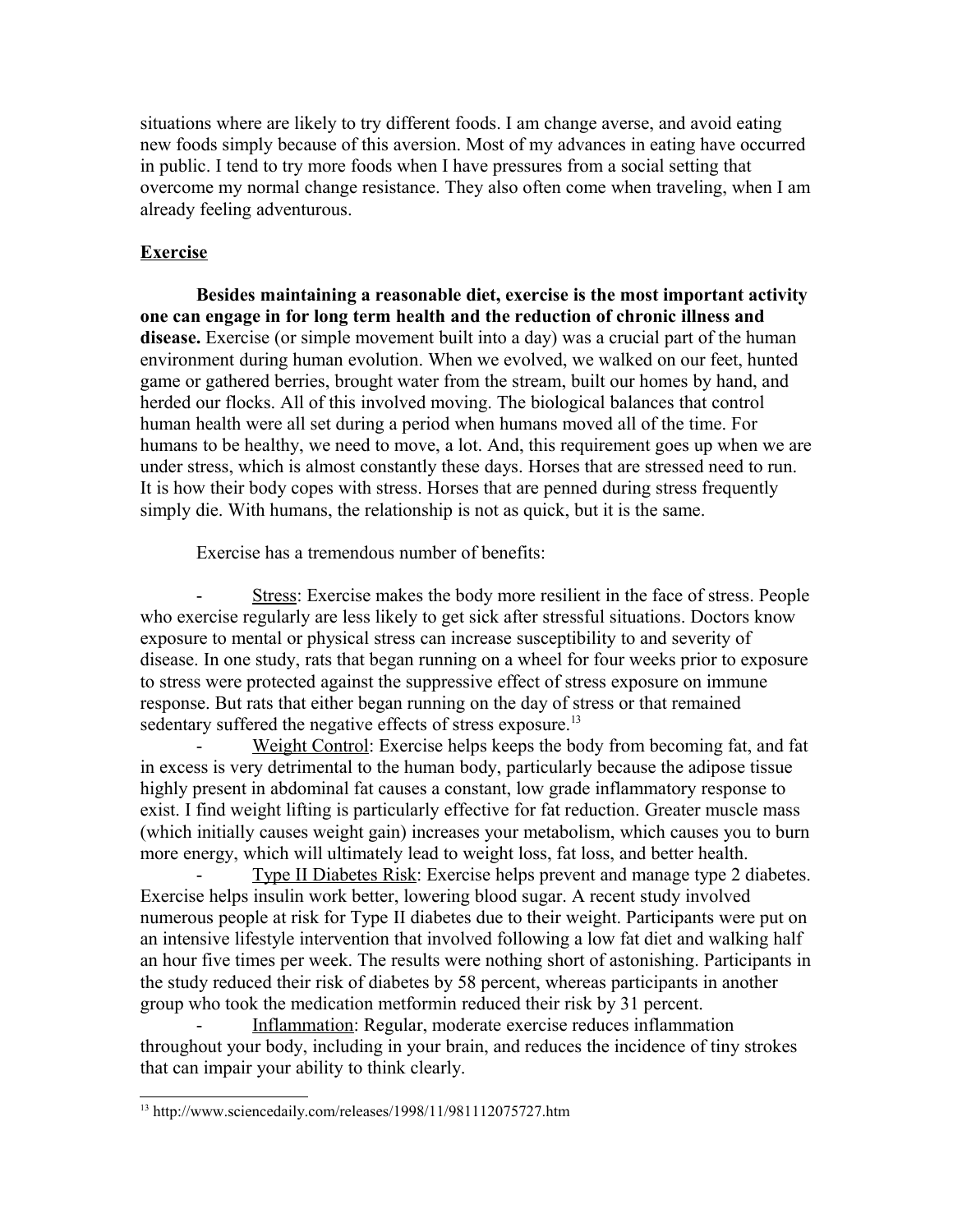situations where are likely to try different foods. I am change averse, and avoid eating new foods simply because of this aversion. Most of my advances in eating have occurred in public. I tend to try more foods when I have pressures from a social setting that overcome my normal change resistance. They also often come when traveling, when I am already feeling adventurous.

## Exercise

**Besides maintaining a reasonable diet, exercise is the most important activity one can engage in for long term health and the reduction of chronic illness and disease.** Exercise (or simple movement built into a day) was a crucial part of the human environment during human evolution. When we evolved, we walked on our feet, hunted game or gathered berries, brought water from the stream, built our homes by hand, and herded our flocks. All of this involved moving. The biological balances that control human health were all set during a period when humans moved all of the time. For humans to be healthy, we need to move, a lot. And, this requirement goes up when we are under stress, which is almost constantly these days. Horses that are stressed need to run. It is how their body copes with stress. Horses that are penned during stress frequently simply die. With humans, the relationship is not as quick, but it is the same.

Exercise has a tremendous number of benefits:

- Stress: Exercise makes the body more resilient in the face of stress. People who exercise regularly are less likely to get sick after stressful situations. Doctors know exposure to mental or physical stress can increase susceptibility to and severity of disease. In one study, rats that began running on a wheel for four weeks prior to exposure to stress were protected against the suppressive effect of stress exposure on immune response. But rats that either began running on the day of stress or that remained sedentary suffered the negative effects of stress exposure.[13]
- Weight Control: Exercise helps keeps the body from becoming fat, and fat in excess is very detrimental to the human body, particularly because the adipose tissue highly present in abdominal fat causes a constant, low grade inflammatory response to exist. I find weight lifting is particularly effective for fat reduction. Greater muscle mass (which initially causes weight gain) increases your metabolism, which causes you to burn more energy, which will ultimately lead to weight loss, fat loss, and better health.
- Type II Diabetes Risk: Exercise helps prevent and manage type 2 diabetes. Exercise helps insulin work better, lowering blood sugar. A recent study involved numerous people at risk for Type II diabetes due to their weight. Participants were put on an intensive lifestyle intervention that involved following a low fat diet and walking half an hour five times per week. The results were nothing short of astonishing. Participants in the study reduced their risk of diabetes by 58 percent, whereas participants in another group who took the medication metformin reduced their risk by 31 percent.
- Inflammation: Regular, moderate exercise reduces inflammation throughout your body, including in your brain, and reduces the incidence of tiny strokes that can impair your ability to think clearly.

[13] http://www.sciencedaily.com/releases/1998/11/981112075727.htm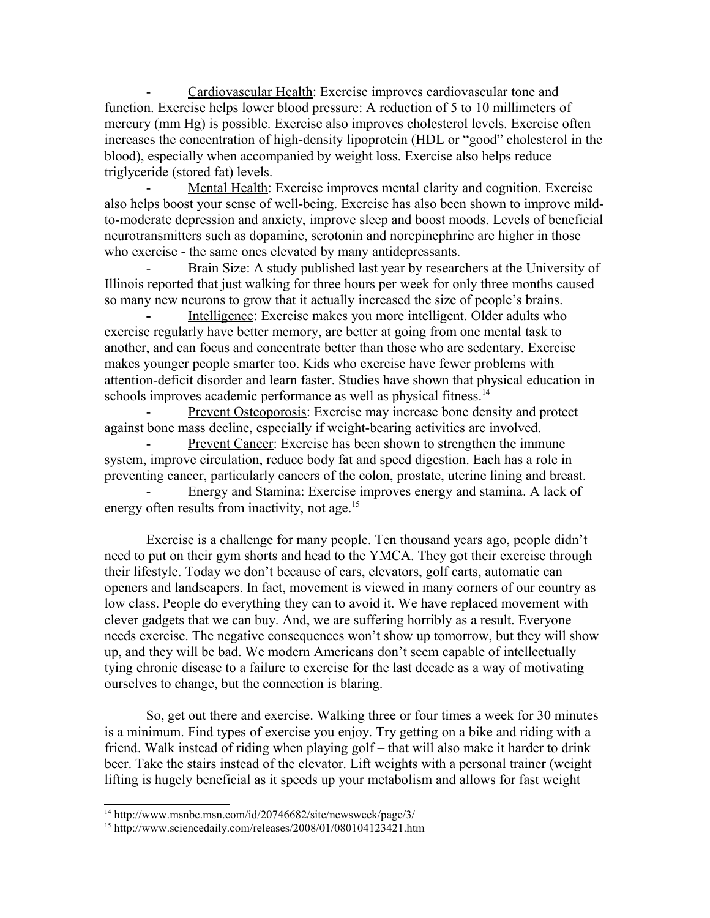- <u>Cardiovascular Health</u>: Exercise improves cardiovascular tone and function. Exercise helps lower blood pressure: A reduction of 5 to 10 millimeters of mercury (mm Hg) is possible. Exercise also improves cholesterol levels. Exercise often increases the concentration of high-density lipoprotein (HDL or "good" cholesterol in the blood), especially when accompanied by weight loss. Exercise also helps reduce triglyceride (stored fat) levels.
- <u>Mental Health</u>: Exercise improves mental clarity and cognition. Exercise also helps boost your sense of well-being. Exercise has also been shown to improve mild-to-moderate depression and anxiety, improve sleep and boost moods. Levels of beneficial neurotransmitters such as dopamine, serotonin and norepinephrine are higher in those who exercise - the same ones elevated by many antidepressants.
- <u>Brain Size</u>: A study published last year by researchers at the University of Illinois reported that just walking for three hours per week for only three months caused so many new neurons to grow that it actually increased the size of people's brains.
- <u>Intelligence</u>: Exercise makes you more intelligent. Older adults who exercise regularly have better memory, are better at going from one mental task to another, and can focus and concentrate better than those who are sedentary. Exercise makes younger people smarter too. Kids who exercise have fewer problems with attention-deficit disorder and learn faster. Studies have shown that physical education in schools improves academic performance as well as physical fitness.[14]
- <u>Prevent Osteoporosis</u>: Exercise may increase bone density and protect against bone mass decline, especially if weight-bearing activities are involved.
- <u>Prevent Cancer</u>: Exercise has been shown to strengthen the immune system, improve circulation, reduce body fat and speed digestion. Each has a role in preventing cancer, particularly cancers of the colon, prostate, uterine lining and breast.
- <u>Energy and Stamina</u>: Exercise improves energy and stamina. A lack of energy often results from inactivity, not age.[15]

Exercise is a challenge for many people. Ten thousand years ago, people didn't need to put on their gym shorts and head to the YMCA. They got their exercise through their lifestyle. Today we don't because of cars, elevators, golf carts, automatic can openers and landscapers. In fact, movement is viewed in many corners of our country as low class. People do everything they can to avoid it. We have replaced movement with clever gadgets that we can buy. And, we are suffering horribly as a result. Everyone needs exercise. The negative consequences won't show up tomorrow, but they will show up, and they will be bad. We modern Americans don't seem capable of intellectually tying chronic disease to a failure to exercise for the last decade as a way of motivating ourselves to change, but the connection is blaring.

So, get out there and exercise. Walking three or four times a week for 30 minutes is a minimum. Find types of exercise you enjoy. Try getting on a bike and riding with a friend. Walk instead of riding when playing golf – that will also make it harder to drink beer. Take the stairs instead of the elevator. Lift weights with a personal trainer (weight lifting is hugely beneficial as it speeds up your metabolism and allows for fast weight

---

[14] http://www.msnbc.msn.com/id/20746682/site/newsweek/page/3/

[15] http://www.sciencedaily.com/releases/2008/01/080104123421.htm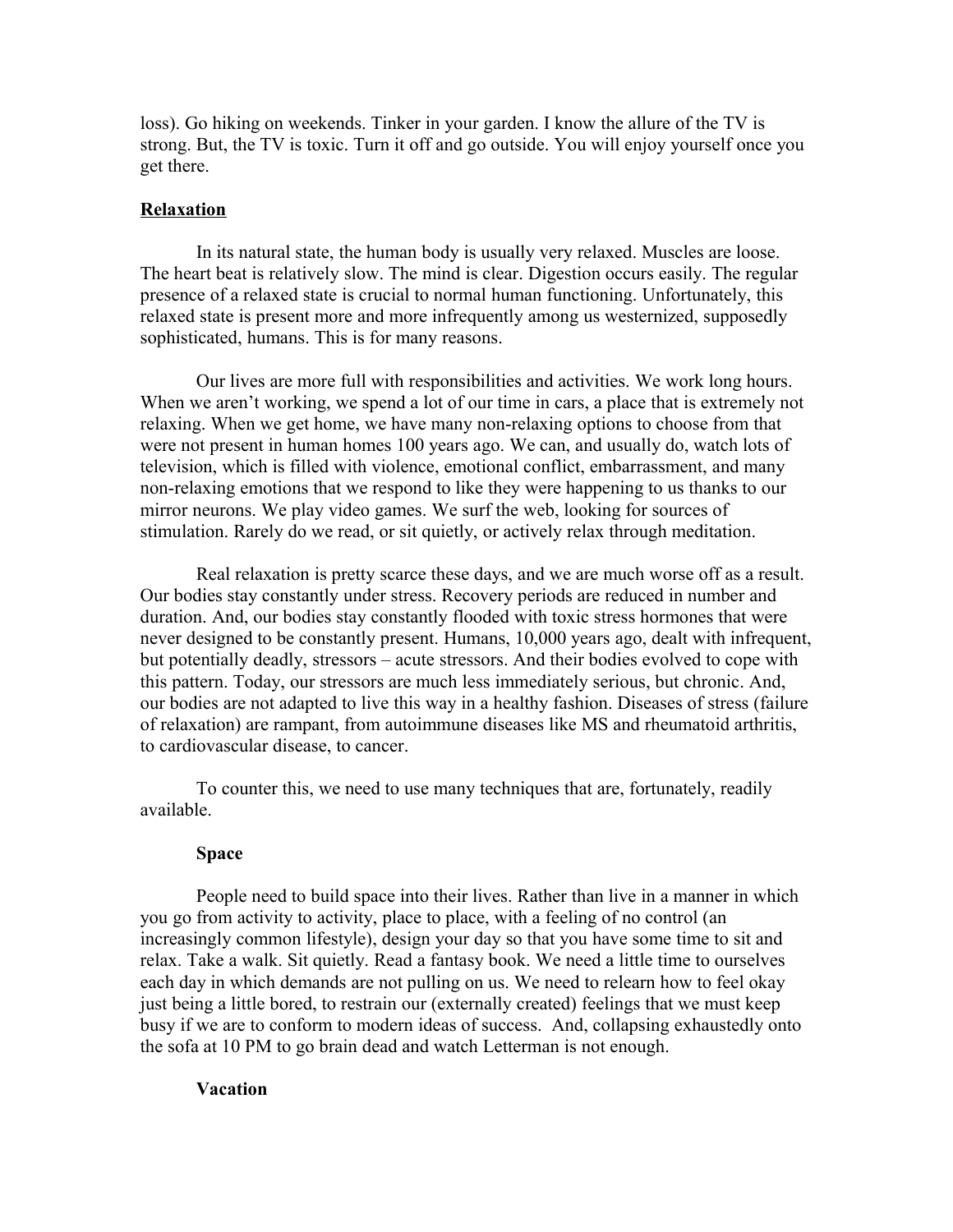loss). Go hiking on weekends. Tinker in your garden. I know the allure of the TV is strong. But, the TV is toxic. Turn it off and go outside. You will enjoy yourself once you get there.

## Relaxation

In its natural state, the human body is usually very relaxed. Muscles are loose. The heart beat is relatively slow. The mind is clear. Digestion occurs easily. The regular presence of a relaxed state is crucial to normal human functioning. Unfortunately, this relaxed state is present more and more infrequently among us westernized, supposedly sophisticated, humans. This is for many reasons.

Our lives are more full with responsibilities and activities. We work long hours. When we aren't working, we spend a lot of our time in cars, a place that is extremely not relaxing. When we get home, we have many non-relaxing options to choose from that were not present in human homes 100 years ago. We can, and usually do, watch lots of television, which is filled with violence, emotional conflict, embarrassment, and many non-relaxing emotions that we respond to like they were happening to us thanks to our mirror neurons. We play video games. We surf the web, looking for sources of stimulation. Rarely do we read, or sit quietly, or actively relax through meditation.

Real relaxation is pretty scarce these days, and we are much worse off as a result. Our bodies stay constantly under stress. Recovery periods are reduced in number and duration. And, our bodies stay constantly flooded with toxic stress hormones that were never designed to be constantly present. Humans, 10,000 years ago, dealt with infrequent, but potentially deadly, stressors – acute stressors. And their bodies evolved to cope with this pattern. Today, our stressors are much less immediately serious, but chronic. And, our bodies are not adapted to live this way in a healthy fashion. Diseases of stress (failure of relaxation) are rampant, from autoimmune diseases like MS and rheumatoid arthritis, to cardiovascular disease, to cancer.

To counter this, we need to use many techniques that are, fortunately, readily available.

### Space

People need to build space into their lives. Rather than live in a manner in which you go from activity to activity, place to place, with a feeling of no control (an increasingly common lifestyle), design your day so that you have some time to sit and relax. Take a walk. Sit quietly. Read a fantasy book. We need a little time to ourselves each day in which demands are not pulling on us. We need to relearn how to feel okay just being a little bored, to restrain our (externally created) feelings that we must keep busy if we are to conform to modern ideas of success. And, collapsing exhaustedly onto the sofa at 10 PM to go brain dead and watch Letterman is not enough.

### Vacation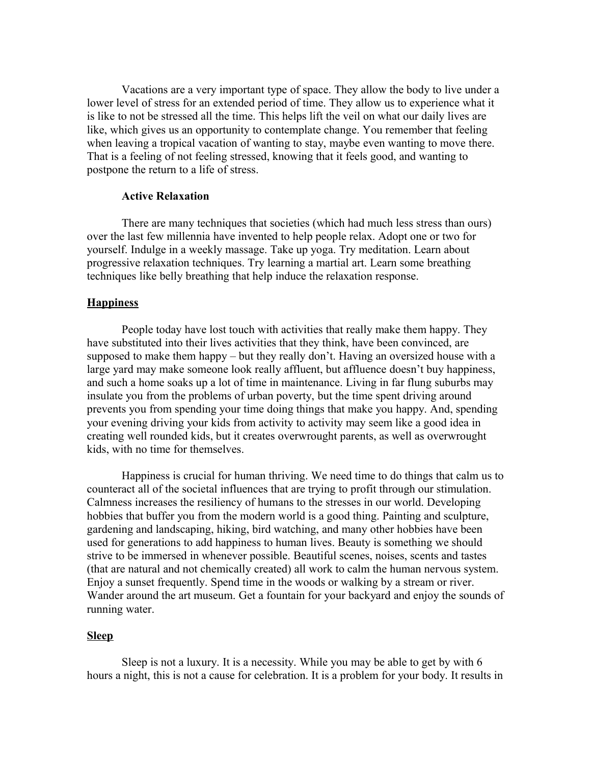Vacations are a very important type of space. They allow the body to live under a lower level of stress for an extended period of time. They allow us to experience what it is like to not be stressed all the time. This helps lift the veil on what our daily lives are like, which gives us an opportunity to contemplate change. You remember that feeling when leaving a tropical vacation of wanting to stay, maybe even wanting to move there. That is a feeling of not feeling stressed, knowing that it feels good, and wanting to postpone the return to a life of stress.

### Active Relaxation

There are many techniques that societies (which had much less stress than ours) over the last few millennia have invented to help people relax. Adopt one or two for yourself. Indulge in a weekly massage. Take up yoga. Try meditation. Learn about progressive relaxation techniques. Try learning a martial art. Learn some breathing techniques like belly breathing that help induce the relaxation response.

## Happiness

People today have lost touch with activities that really make them happy. They have substituted into their lives activities that they think, have been convinced, are supposed to make them happy – but they really don't. Having an oversized house with a large yard may make someone look really affluent, but affluence doesn't buy happiness, and such a home soaks up a lot of time in maintenance. Living in far flung suburbs may insulate you from the problems of urban poverty, but the time spent driving around prevents you from spending your time doing things that make you happy. And, spending your evening driving your kids from activity to activity may seem like a good idea in creating well rounded kids, but it creates overwrought parents, as well as overwrought kids, with no time for themselves.

Happiness is crucial for human thriving. We need time to do things that calm us to counteract all of the societal influences that are trying to profit through our stimulation. Calmness increases the resiliency of humans to the stresses in our world. Developing hobbies that buffer you from the modern world is a good thing. Painting and sculpture, gardening and landscaping, hiking, bird watching, and many other hobbies have been used for generations to add happiness to human lives. Beauty is something we should strive to be immersed in whenever possible. Beautiful scenes, noises, scents and tastes (that are natural and not chemically created) all work to calm the human nervous system. Enjoy a sunset frequently. Spend time in the woods or walking by a stream or river. Wander around the art museum. Get a fountain for your backyard and enjoy the sounds of running water.

## Sleep

Sleep is not a luxury. It is a necessity. While you may be able to get by with 6 hours a night, this is not a cause for celebration. It is a problem for your body. It results in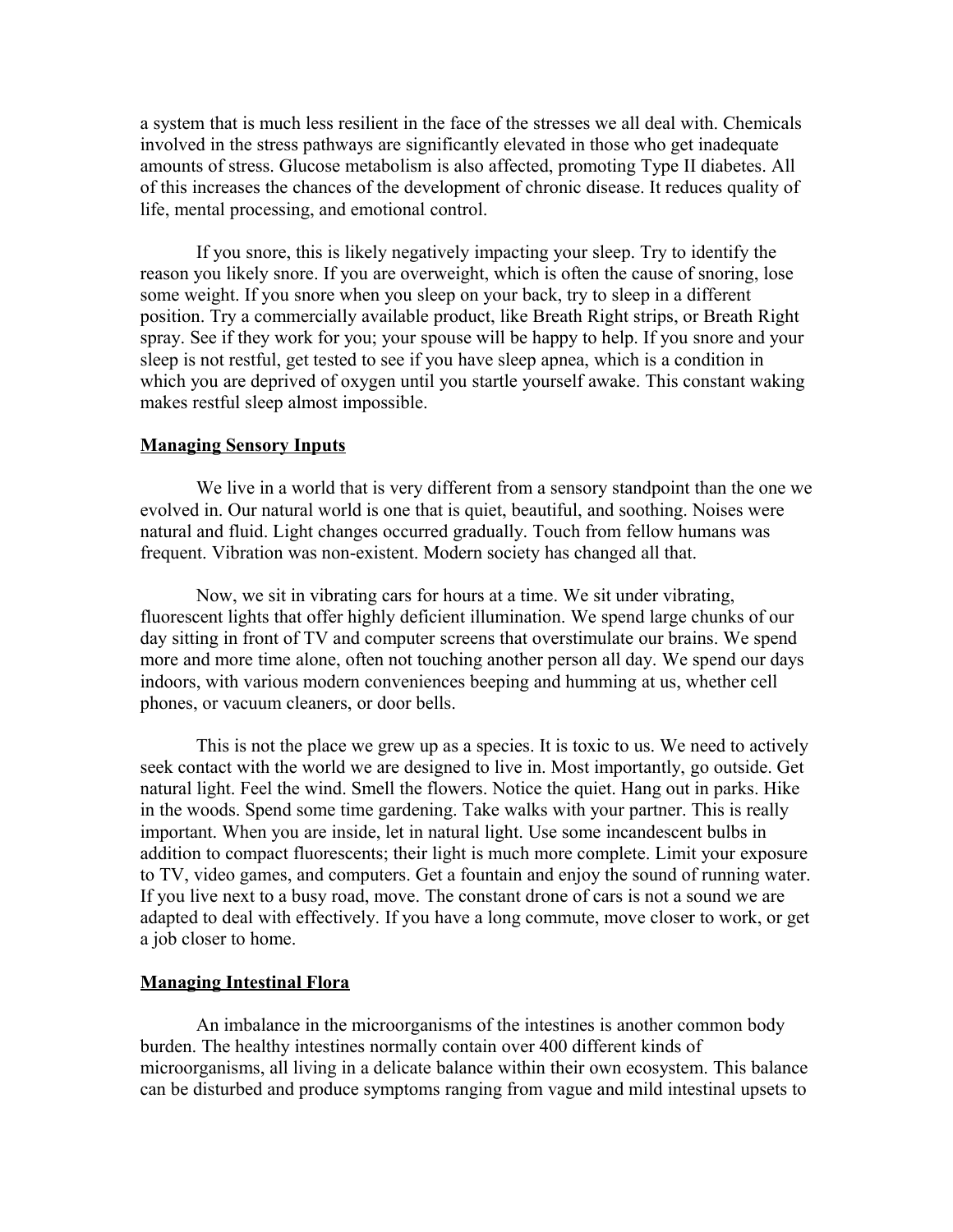a system that is much less resilient in the face of the stresses we all deal with. Chemicals involved in the stress pathways are significantly elevated in those who get inadequate amounts of stress. Glucose metabolism is also affected, promoting Type II diabetes. All of this increases the chances of the development of chronic disease. It reduces quality of life, mental processing, and emotional control.

If you snore, this is likely negatively impacting your sleep. Try to identify the reason you likely snore. If you are overweight, which is often the cause of snoring, lose some weight. If you snore when you sleep on your back, try to sleep in a different position. Try a commercially available product, like Breath Right strips, or Breath Right spray. See if they work for you; your spouse will be happy to help. If you snore and your sleep is not restful, get tested to see if you have sleep apnea, which is a condition in which you are deprived of oxygen until you startle yourself awake. This constant waking makes restful sleep almost impossible.

## Managing Sensory Inputs

We live in a world that is very different from a sensory standpoint than the one we evolved in. Our natural world is one that is quiet, beautiful, and soothing. Noises were natural and fluid. Light changes occurred gradually. Touch from fellow humans was frequent. Vibration was non-existent. Modern society has changed all that.

Now, we sit in vibrating cars for hours at a time. We sit under vibrating, fluorescent lights that offer highly deficient illumination. We spend large chunks of our day sitting in front of TV and computer screens that overstimulate our brains. We spend more and more time alone, often not touching another person all day. We spend our days indoors, with various modern conveniences beeping and humming at us, whether cell phones, or vacuum cleaners, or door bells.

This is not the place we grew up as a species. It is toxic to us. We need to actively seek contact with the world we are designed to live in. Most importantly, go outside. Get natural light. Feel the wind. Smell the flowers. Notice the quiet. Hang out in parks. Hike in the woods. Spend some time gardening. Take walks with your partner. This is really important. When you are inside, let in natural light. Use some incandescent bulbs in addition to compact fluorescents; their light is much more complete. Limit your exposure to TV, video games, and computers. Get a fountain and enjoy the sound of running water. If you live next to a busy road, move. The constant drone of cars is not a sound we are adapted to deal with effectively. If you have a long commute, move closer to work, or get a job closer to home.

## Managing Intestinal Flora

An imbalance in the microorganisms of the intestines is another common body burden. The healthy intestines normally contain over 400 different kinds of microorganisms, all living in a delicate balance within their own ecosystem. This balance can be disturbed and produce symptoms ranging from vague and mild intestinal upsets to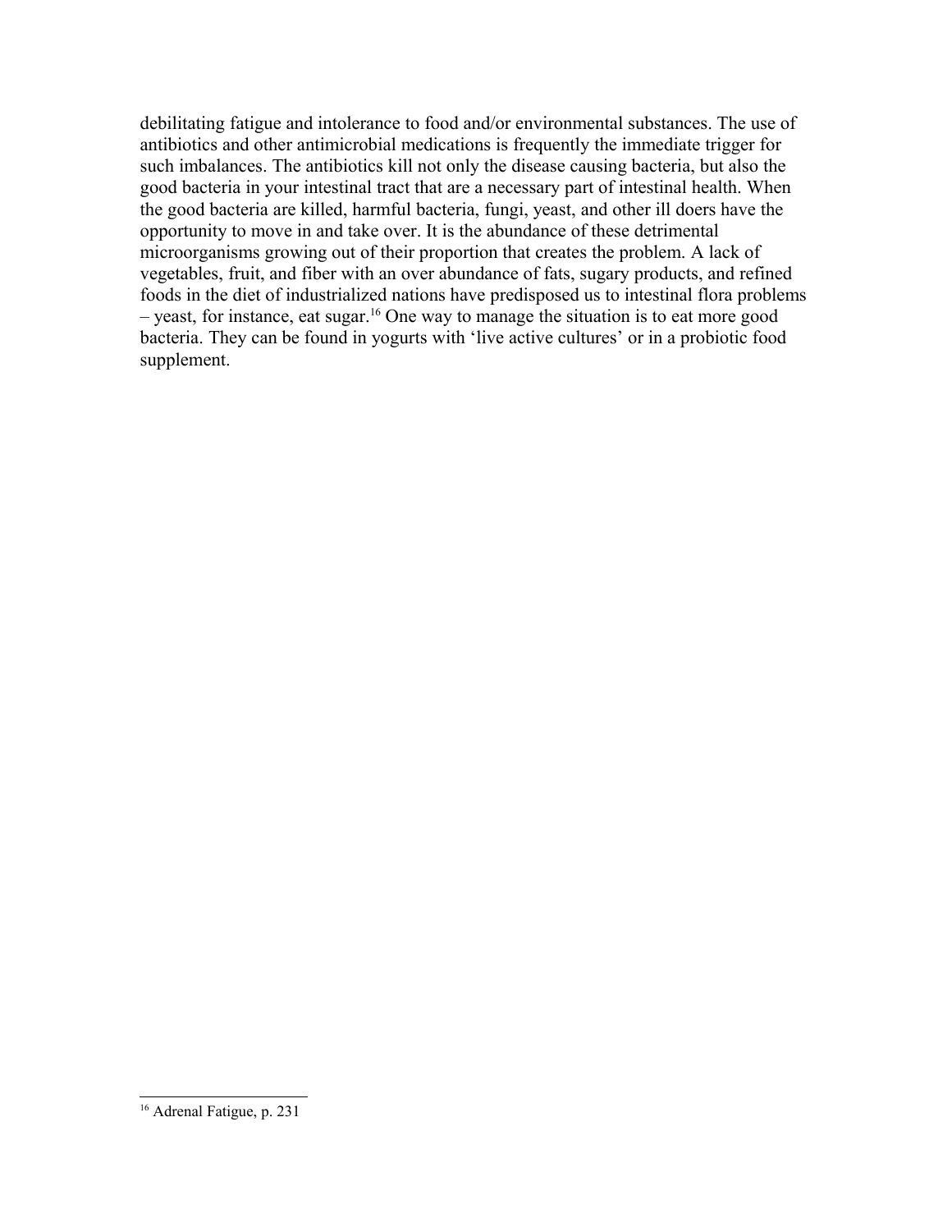debilitating fatigue and intolerance to food and/or environmental substances. The use of antibiotics and other antimicrobial medications is frequently the immediate trigger for such imbalances. The antibiotics kill not only the disease causing bacteria, but also the good bacteria in your intestinal tract that are a necessary part of intestinal health. When the good bacteria are killed, harmful bacteria, fungi, yeast, and other ill doers have the opportunity to move in and take over. It is the abundance of these detrimental microorganisms growing out of their proportion that creates the problem. A lack of vegetables, fruit, and fiber with an over abundance of fats, sugary products, and refined foods in the diet of industrialized nations have predisposed us to intestinal flora problems – yeast, for instance, eat sugar.[16] One way to manage the situation is to eat more good bacteria. They can be found in yogurts with 'live active cultures' or in a probiotic food supplement.

---

[16] Adrenal Fatigue, p. 231